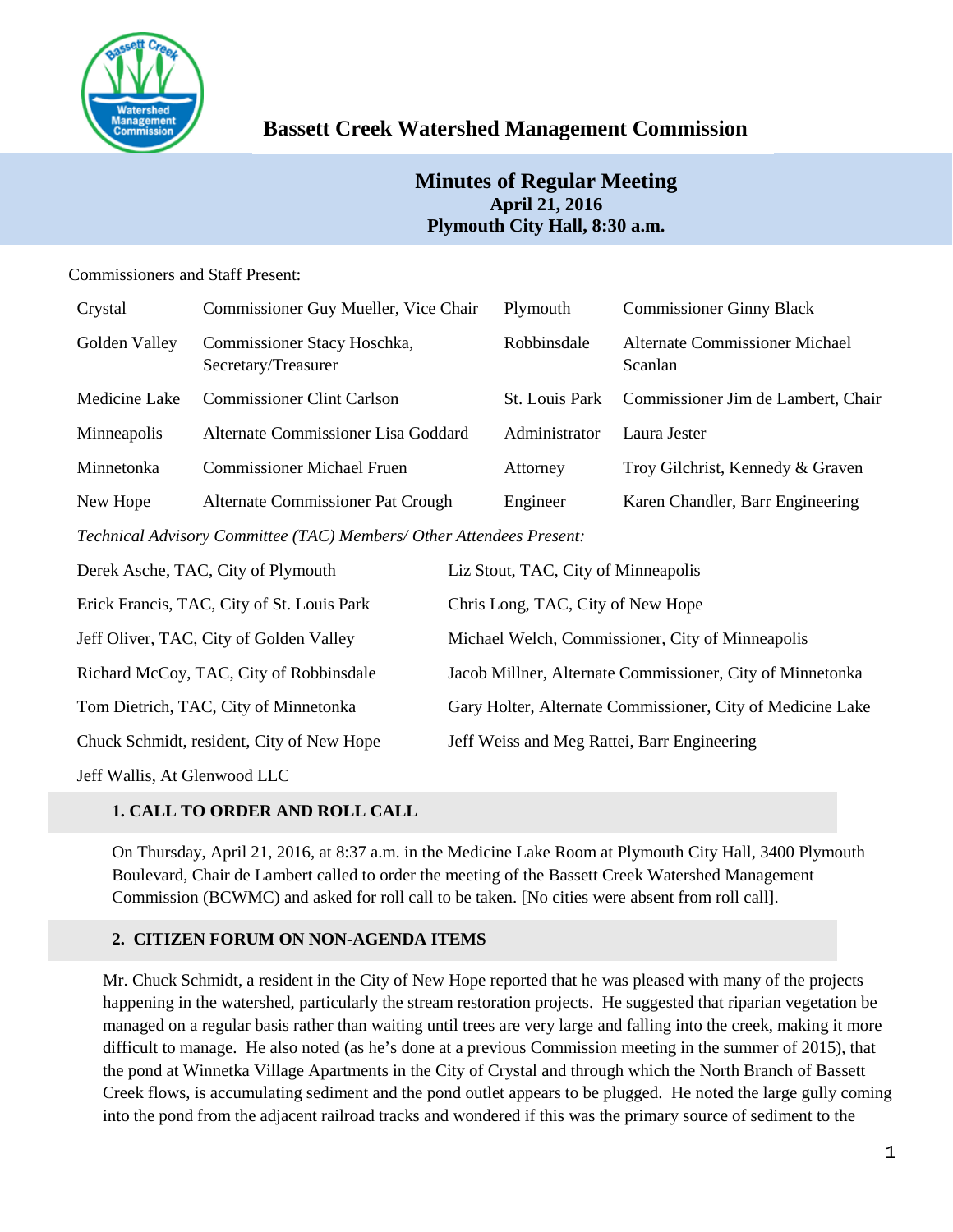# Bassett Creek Watershed Management Commission

## Minutes of Regular Meeting
**April 21, 2016**
**Plymouth City Hall, 8:30 a.m.**

Commissioners and Staff Present:

| | | | |
|---|---|---|---|
| Crystal | Commissioner Guy Mueller, Vice Chair | Plymouth | Commissioner Ginny Black |
| Golden Valley | Commissioner Stacy Hoschka, Secretary/Treasurer | Robbinsdale | Alternate Commissioner Michael Scanlan |
| Medicine Lake | Commissioner Clint Carlson | St. Louis Park | Commissioner Jim de Lambert, Chair |
| Minneapolis | Alternate Commissioner Lisa Goddard | Administrator | Laura Jester |
| Minnetonka | Commissioner Michael Fruen | Attorney | Troy Gilchrist, Kennedy & Graven |
| New Hope | Alternate Commissioner Pat Crough | Engineer | Karen Chandler, Barr Engineering |

*Technical Advisory Committee (TAC) Members/ Other Attendees Present:*

| | |
|---|---|
| Derek Asche, TAC, City of Plymouth | Liz Stout, TAC, City of Minneapolis |
| Erick Francis, TAC, City of St. Louis Park | Chris Long, TAC, City of New Hope |
| Jeff Oliver, TAC, City of Golden Valley | Michael Welch, Commissioner, City of Minneapolis |
| Richard McCoy, TAC, City of Robbinsdale | Jacob Millner, Alternate Commissioner, City of Minnetonka |
| Tom Dietrich, TAC, City of Minnetonka | Gary Holter, Alternate Commissioner, City of Medicine Lake |
| Chuck Schmidt, resident, City of New Hope | Jeff Weiss and Meg Rattei, Barr Engineering |
| Jeff Wallis, At Glenwood LLC | |

### 1. CALL TO ORDER AND ROLL CALL

On Thursday, April 21, 2016, at 8:37 a.m. in the Medicine Lake Room at Plymouth City Hall, 3400 Plymouth Boulevard, Chair de Lambert called to order the meeting of the Bassett Creek Watershed Management Commission (BCWMC) and asked for roll call to be taken. [No cities were absent from roll call].

### 2. CITIZEN FORUM ON NON-AGENDA ITEMS

Mr. Chuck Schmidt, a resident in the City of New Hope reported that he was pleased with many of the projects happening in the watershed, particularly the stream restoration projects. He suggested that riparian vegetation be managed on a regular basis rather than waiting until trees are very large and falling into the creek, making it more difficult to manage. He also noted (as he's done at a previous Commission meeting in the summer of 2015), that the pond at Winnetka Village Apartments in the City of Crystal and through which the North Branch of Bassett Creek flows, is accumulating sediment and the pond outlet appears to be plugged. He noted the large gully coming into the pond from the adjacent railroad tracks and wondered if this was the primary source of sediment to the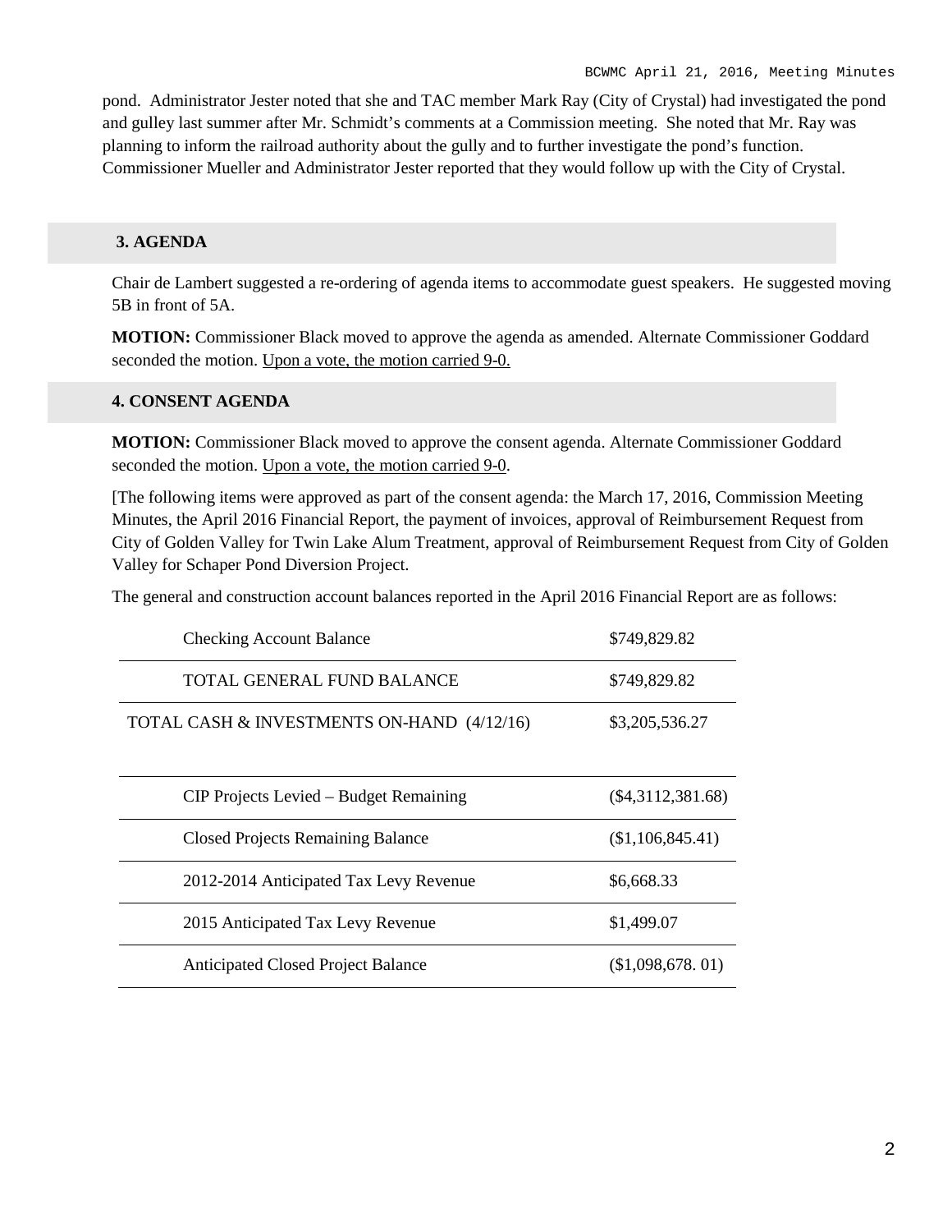pond. Administrator Jester noted that she and TAC member Mark Ray (City of Crystal) had investigated the pond and gulley last summer after Mr. Schmidt's comments at a Commission meeting. She noted that Mr. Ray was planning to inform the railroad authority about the gully and to further investigate the pond's function. Commissioner Mueller and Administrator Jester reported that they would follow up with the City of Crystal.

## 3. AGENDA

Chair de Lambert suggested a re-ordering of agenda items to accommodate guest speakers. He suggested moving 5B in front of 5A.

**MOTION:** Commissioner Black moved to approve the agenda as amended. Alternate Commissioner Goddard seconded the motion. Upon a vote, the motion carried 9-0.

## 4. CONSENT AGENDA

**MOTION:** Commissioner Black moved to approve the consent agenda. Alternate Commissioner Goddard seconded the motion. Upon a vote, the motion carried 9-0.

[The following items were approved as part of the consent agenda: the March 17, 2016, Commission Meeting Minutes, the April 2016 Financial Report, the payment of invoices, approval of Reimbursement Request from City of Golden Valley for Twin Lake Alum Treatment, approval of Reimbursement Request from City of Golden Valley for Schaper Pond Diversion Project.

The general and construction account balances reported in the April 2016 Financial Report are as follows:

| | |
|---|---|
| Checking Account Balance | $749,829.82 |
| TOTAL GENERAL FUND BALANCE | $749,829.82 |
| TOTAL CASH & INVESTMENTS ON-HAND (4/12/16) | $3,205,536.27 |
| | |
| CIP Projects Levied – Budget Remaining | ($4,3112,381.68) |
| Closed Projects Remaining Balance | ($1,106,845.41) |
| 2012-2014 Anticipated Tax Levy Revenue | $6,668.33 |
| 2015 Anticipated Tax Levy Revenue | $1,499.07 |
| Anticipated Closed Project Balance | ($1,098,678. 01) |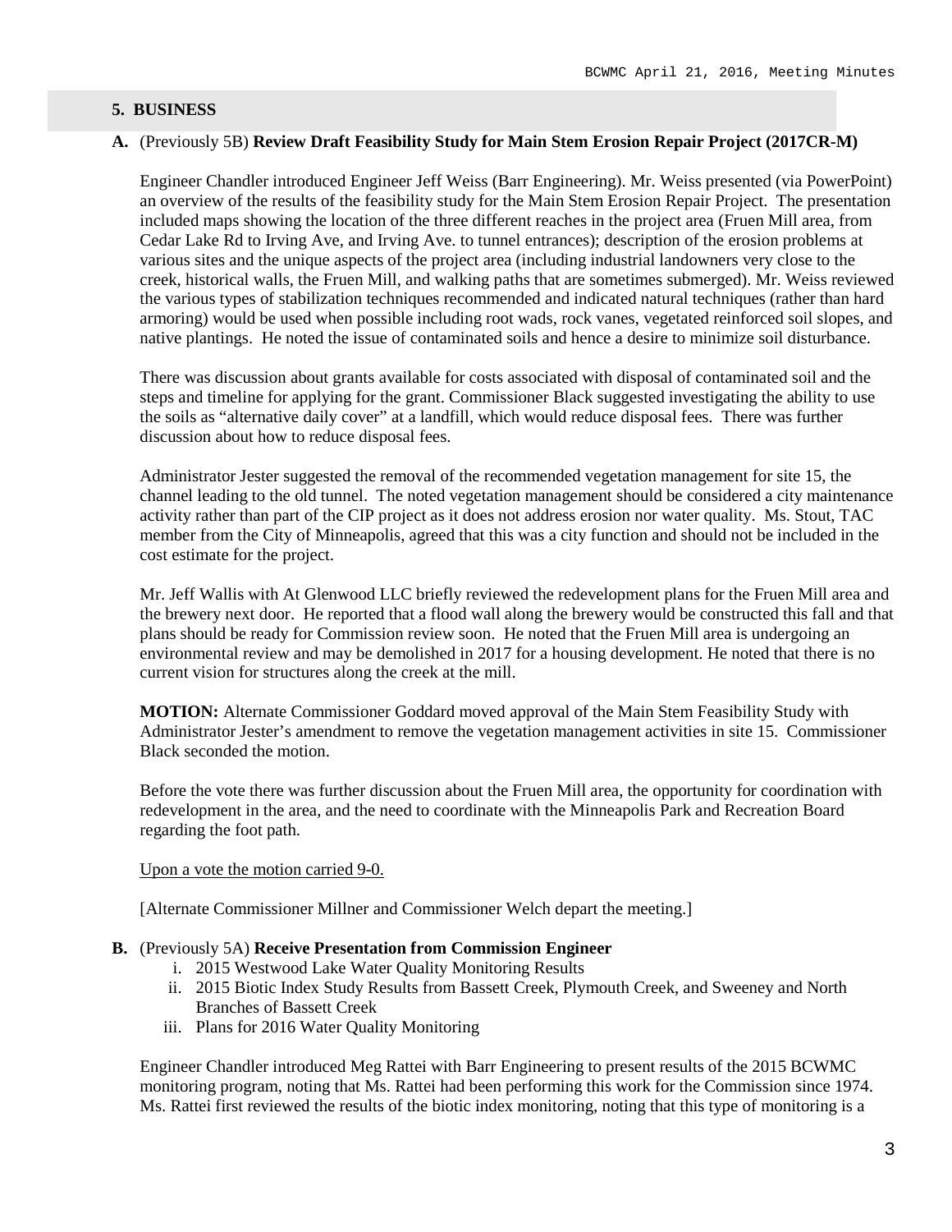## 5. BUSINESS

**A.** (Previously 5B) **Review Draft Feasibility Study for Main Stem Erosion Repair Project (2017CR-M)**

Engineer Chandler introduced Engineer Jeff Weiss (Barr Engineering). Mr. Weiss presented (via PowerPoint) an overview of the results of the feasibility study for the Main Stem Erosion Repair Project. The presentation included maps showing the location of the three different reaches in the project area (Fruen Mill area, from Cedar Lake Rd to Irving Ave, and Irving Ave. to tunnel entrances); description of the erosion problems at various sites and the unique aspects of the project area (including industrial landowners very close to the creek, historical walls, the Fruen Mill, and walking paths that are sometimes submerged). Mr. Weiss reviewed the various types of stabilization techniques recommended and indicated natural techniques (rather than hard armoring) would be used when possible including root wads, rock vanes, vegetated reinforced soil slopes, and native plantings. He noted the issue of contaminated soils and hence a desire to minimize soil disturbance.

There was discussion about grants available for costs associated with disposal of contaminated soil and the steps and timeline for applying for the grant. Commissioner Black suggested investigating the ability to use the soils as "alternative daily cover" at a landfill, which would reduce disposal fees. There was further discussion about how to reduce disposal fees.

Administrator Jester suggested the removal of the recommended vegetation management for site 15, the channel leading to the old tunnel. The noted vegetation management should be considered a city maintenance activity rather than part of the CIP project as it does not address erosion nor water quality. Ms. Stout, TAC member from the City of Minneapolis, agreed that this was a city function and should not be included in the cost estimate for the project.

Mr. Jeff Wallis with At Glenwood LLC briefly reviewed the redevelopment plans for the Fruen Mill area and the brewery next door. He reported that a flood wall along the brewery would be constructed this fall and that plans should be ready for Commission review soon. He noted that the Fruen Mill area is undergoing an environmental review and may be demolished in 2017 for a housing development. He noted that there is no current vision for structures along the creek at the mill.

**MOTION:** Alternate Commissioner Goddard moved approval of the Main Stem Feasibility Study with Administrator Jester's amendment to remove the vegetation management activities in site 15. Commissioner Black seconded the motion.

Before the vote there was further discussion about the Fruen Mill area, the opportunity for coordination with redevelopment in the area, and the need to coordinate with the Minneapolis Park and Recreation Board regarding the foot path.

<u>Upon a vote the motion carried 9-0.</u>

[Alternate Commissioner Millner and Commissioner Welch depart the meeting.]

**B.** (Previously 5A) **Receive Presentation from Commission Engineer**

i. 2015 Westwood Lake Water Quality Monitoring Results
ii. 2015 Biotic Index Study Results from Bassett Creek, Plymouth Creek, and Sweeney and North Branches of Bassett Creek
iii. Plans for 2016 Water Quality Monitoring

Engineer Chandler introduced Meg Rattei with Barr Engineering to present results of the 2015 BCWMC monitoring program, noting that Ms. Rattei had been performing this work for the Commission since 1974. Ms. Rattei first reviewed the results of the biotic index monitoring, noting that this type of monitoring is a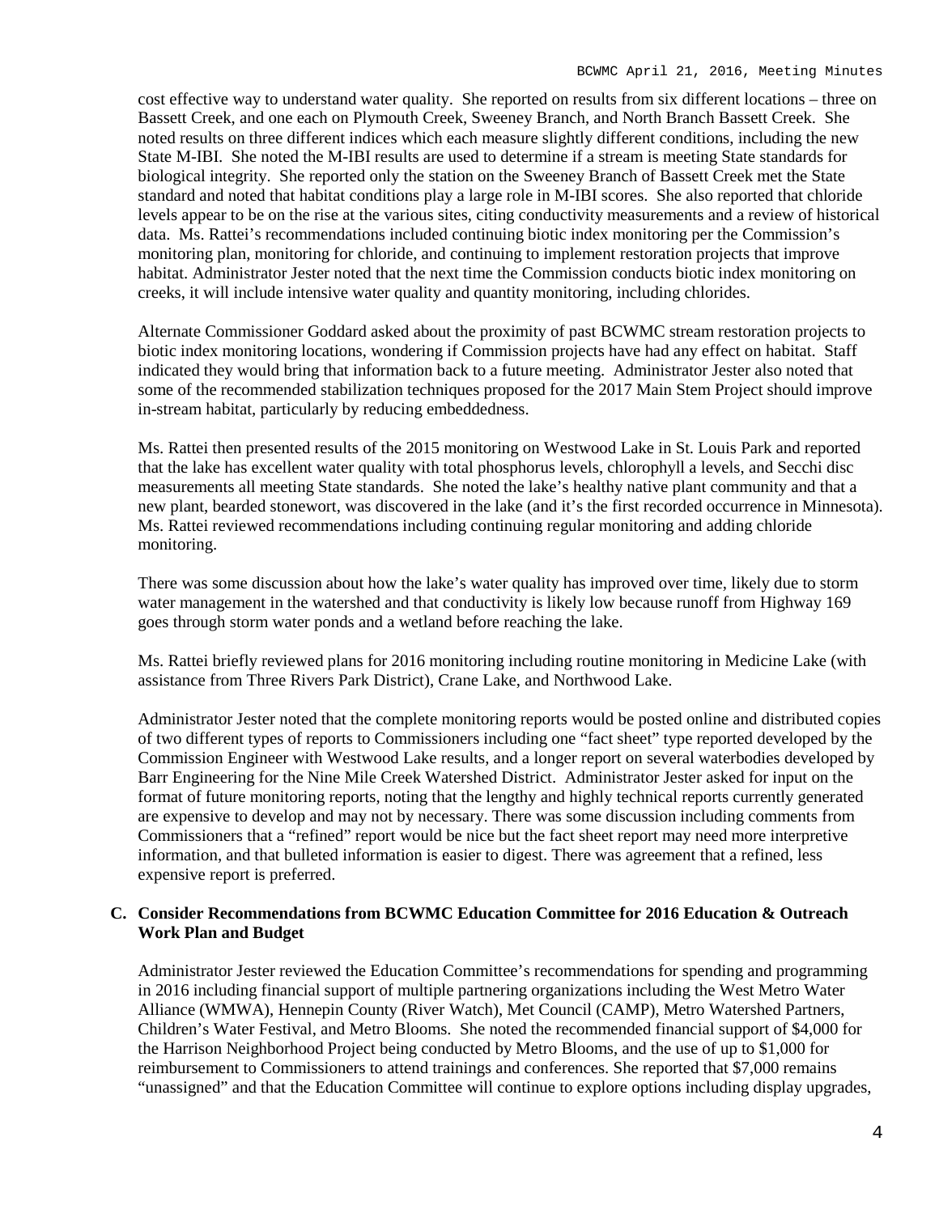cost effective way to understand water quality. She reported on results from six different locations – three on Bassett Creek, and one each on Plymouth Creek, Sweeney Branch, and North Branch Bassett Creek. She noted results on three different indices which each measure slightly different conditions, including the new State M-IBI. She noted the M-IBI results are used to determine if a stream is meeting State standards for biological integrity. She reported only the station on the Sweeney Branch of Bassett Creek met the State standard and noted that habitat conditions play a large role in M-IBI scores. She also reported that chloride levels appear to be on the rise at the various sites, citing conductivity measurements and a review of historical data. Ms. Rattei's recommendations included continuing biotic index monitoring per the Commission's monitoring plan, monitoring for chloride, and continuing to implement restoration projects that improve habitat. Administrator Jester noted that the next time the Commission conducts biotic index monitoring on creeks, it will include intensive water quality and quantity monitoring, including chlorides.

Alternate Commissioner Goddard asked about the proximity of past BCWMC stream restoration projects to biotic index monitoring locations, wondering if Commission projects have had any effect on habitat. Staff indicated they would bring that information back to a future meeting. Administrator Jester also noted that some of the recommended stabilization techniques proposed for the 2017 Main Stem Project should improve in-stream habitat, particularly by reducing embeddedness.

Ms. Rattei then presented results of the 2015 monitoring on Westwood Lake in St. Louis Park and reported that the lake has excellent water quality with total phosphorus levels, chlorophyll a levels, and Secchi disc measurements all meeting State standards. She noted the lake's healthy native plant community and that a new plant, bearded stonewort, was discovered in the lake (and it's the first recorded occurrence in Minnesota). Ms. Rattei reviewed recommendations including continuing regular monitoring and adding chloride monitoring.

There was some discussion about how the lake's water quality has improved over time, likely due to storm water management in the watershed and that conductivity is likely low because runoff from Highway 169 goes through storm water ponds and a wetland before reaching the lake.

Ms. Rattei briefly reviewed plans for 2016 monitoring including routine monitoring in Medicine Lake (with assistance from Three Rivers Park District), Crane Lake, and Northwood Lake.

Administrator Jester noted that the complete monitoring reports would be posted online and distributed copies of two different types of reports to Commissioners including one "fact sheet" type reported developed by the Commission Engineer with Westwood Lake results, and a longer report on several waterbodies developed by Barr Engineering for the Nine Mile Creek Watershed District. Administrator Jester asked for input on the format of future monitoring reports, noting that the lengthy and highly technical reports currently generated are expensive to develop and may not by necessary. There was some discussion including comments from Commissioners that a "refined" report would be nice but the fact sheet report may need more interpretive information, and that bulleted information is easier to digest. There was agreement that a refined, less expensive report is preferred.

**C. Consider Recommendations from BCWMC Education Committee for 2016 Education & Outreach Work Plan and Budget**

Administrator Jester reviewed the Education Committee's recommendations for spending and programming in 2016 including financial support of multiple partnering organizations including the West Metro Water Alliance (WMWA), Hennepin County (River Watch), Met Council (CAMP), Metro Watershed Partners, Children's Water Festival, and Metro Blooms. She noted the recommended financial support of $4,000 for the Harrison Neighborhood Project being conducted by Metro Blooms, and the use of up to $1,000 for reimbursement to Commissioners to attend trainings and conferences. She reported that $7,000 remains "unassigned" and that the Education Committee will continue to explore options including display upgrades,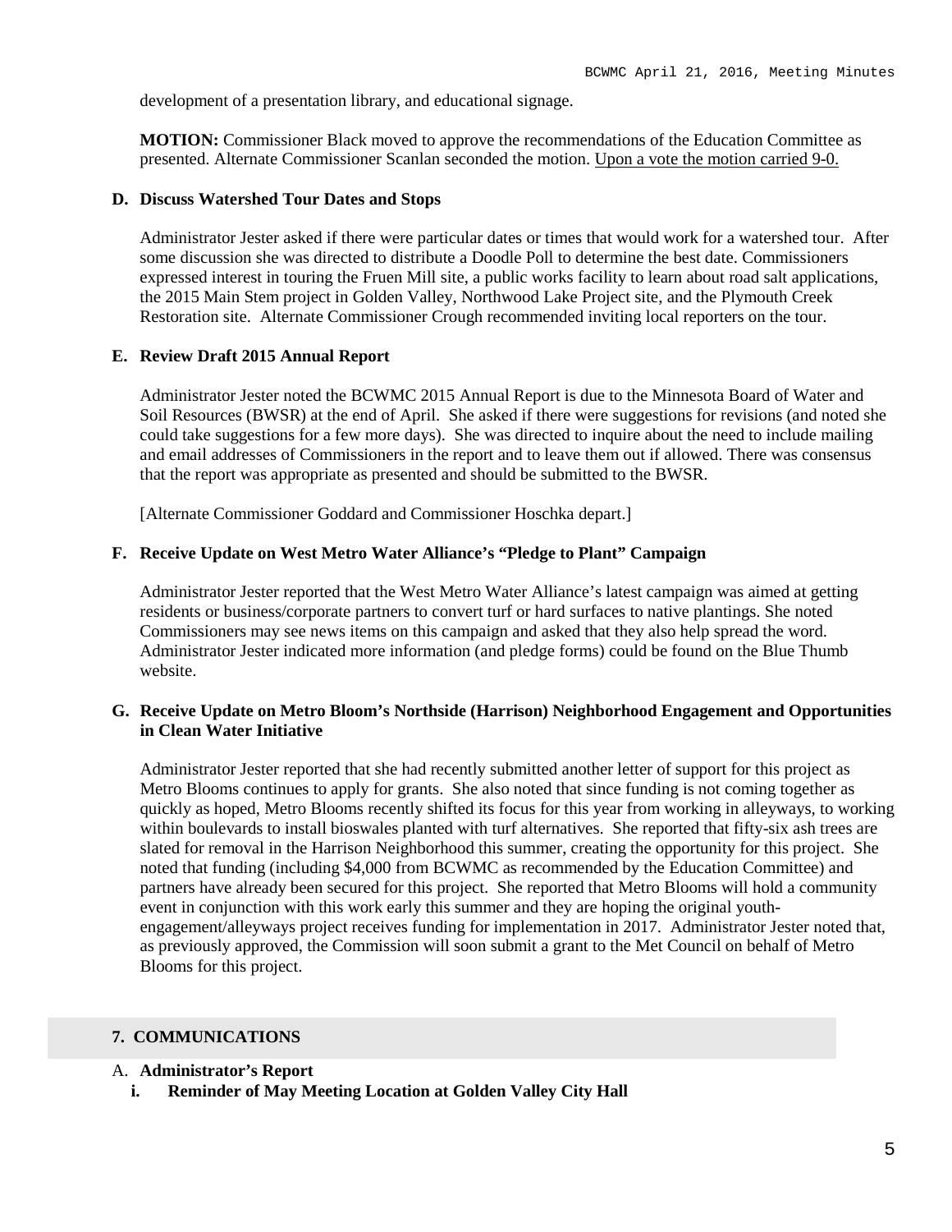development of a presentation library, and educational signage.

**MOTION:** Commissioner Black moved to approve the recommendations of the Education Committee as presented. Alternate Commissioner Scanlan seconded the motion. Upon a vote the motion carried 9-0.

### D. Discuss Watershed Tour Dates and Stops

Administrator Jester asked if there were particular dates or times that would work for a watershed tour. After some discussion she was directed to distribute a Doodle Poll to determine the best date. Commissioners expressed interest in touring the Fruen Mill site, a public works facility to learn about road salt applications, the 2015 Main Stem project in Golden Valley, Northwood Lake Project site, and the Plymouth Creek Restoration site. Alternate Commissioner Crough recommended inviting local reporters on the tour.

### E. Review Draft 2015 Annual Report

Administrator Jester noted the BCWMC 2015 Annual Report is due to the Minnesota Board of Water and Soil Resources (BWSR) at the end of April. She asked if there were suggestions for revisions (and noted she could take suggestions for a few more days). She was directed to inquire about the need to include mailing and email addresses of Commissioners in the report and to leave them out if allowed. There was consensus that the report was appropriate as presented and should be submitted to the BWSR.

[Alternate Commissioner Goddard and Commissioner Hoschka depart.]

### F. Receive Update on West Metro Water Alliance's "Pledge to Plant" Campaign

Administrator Jester reported that the West Metro Water Alliance's latest campaign was aimed at getting residents or business/corporate partners to convert turf or hard surfaces to native plantings. She noted Commissioners may see news items on this campaign and asked that they also help spread the word. Administrator Jester indicated more information (and pledge forms) could be found on the Blue Thumb website.

### G. Receive Update on Metro Bloom's Northside (Harrison) Neighborhood Engagement and Opportunities in Clean Water Initiative

Administrator Jester reported that she had recently submitted another letter of support for this project as Metro Blooms continues to apply for grants. She also noted that since funding is not coming together as quickly as hoped, Metro Blooms recently shifted its focus for this year from working in alleyways, to working within boulevards to install bioswales planted with turf alternatives. She reported that fifty-six ash trees are slated for removal in the Harrison Neighborhood this summer, creating the opportunity for this project. She noted that funding (including $4,000 from BCWMC as recommended by the Education Committee) and partners have already been secured for this project. She reported that Metro Blooms will hold a community event in conjunction with this work early this summer and they are hoping the original youth-engagement/alleyways project receives funding for implementation in 2017. Administrator Jester noted that, as previously approved, the Commission will soon submit a grant to the Met Council on behalf of Metro Blooms for this project.

## 7. COMMUNICATIONS

A. **Administrator's Report**

i. **Reminder of May Meeting Location at Golden Valley City Hall**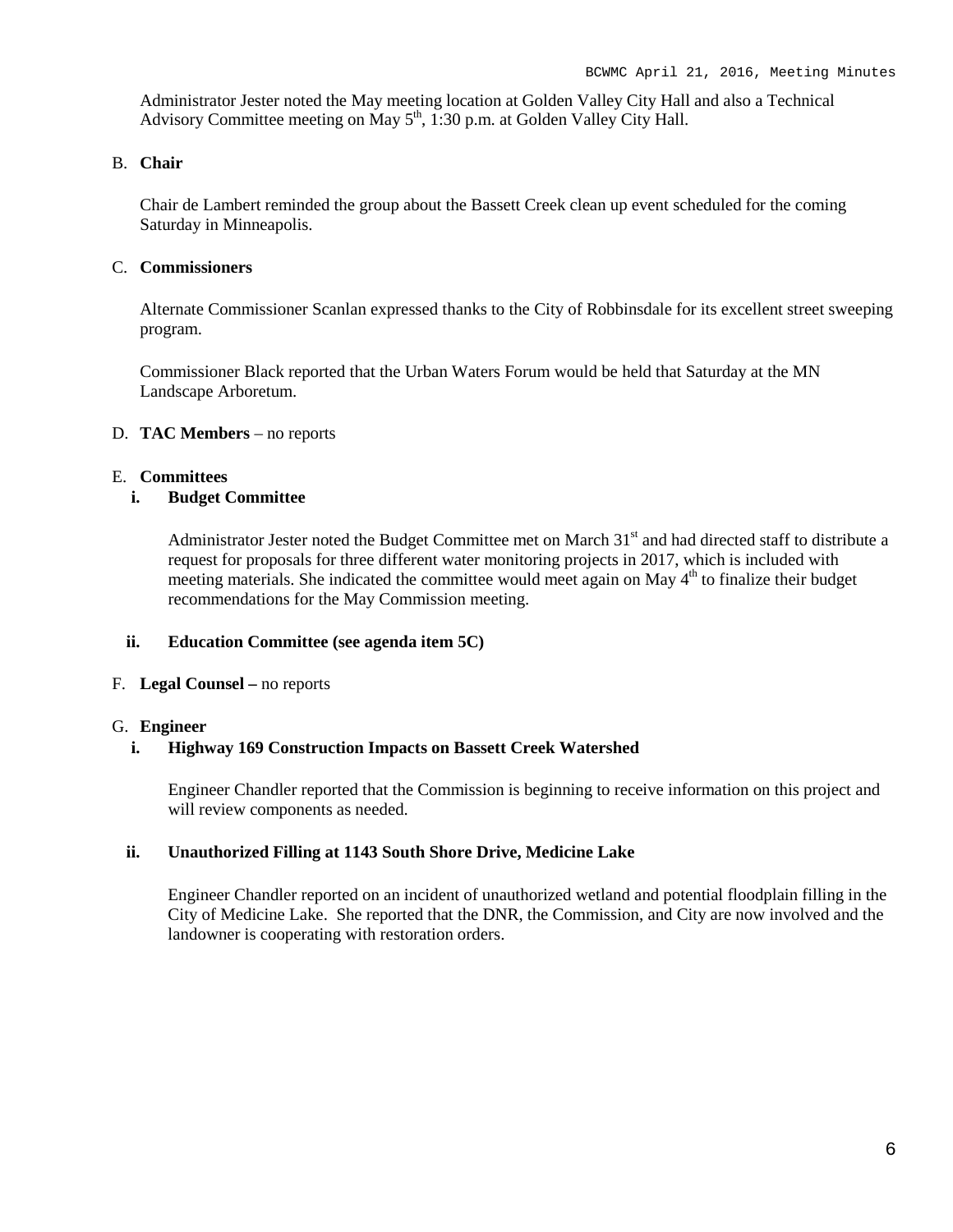Administrator Jester noted the May meeting location at Golden Valley City Hall and also a Technical Advisory Committee meeting on May 5th, 1:30 p.m. at Golden Valley City Hall.

B. **Chair**

Chair de Lambert reminded the group about the Bassett Creek clean up event scheduled for the coming Saturday in Minneapolis.

C. **Commissioners**

Alternate Commissioner Scanlan expressed thanks to the City of Robbinsdale for its excellent street sweeping program.

Commissioner Black reported that the Urban Waters Forum would be held that Saturday at the MN Landscape Arboretum.

D. **TAC Members** – no reports

E. **Committees**

**i. Budget Committee**

Administrator Jester noted the Budget Committee met on March 31st and had directed staff to distribute a request for proposals for three different water monitoring projects in 2017, which is included with meeting materials. She indicated the committee would meet again on May 4th to finalize their budget recommendations for the May Commission meeting.

**ii. Education Committee (see agenda item 5C)**

F. **Legal Counsel –** no reports

G. **Engineer**

**i. Highway 169 Construction Impacts on Bassett Creek Watershed**

Engineer Chandler reported that the Commission is beginning to receive information on this project and will review components as needed.

**ii. Unauthorized Filling at 1143 South Shore Drive, Medicine Lake**

Engineer Chandler reported on an incident of unauthorized wetland and potential floodplain filling in the City of Medicine Lake. She reported that the DNR, the Commission, and City are now involved and the landowner is cooperating with restoration orders.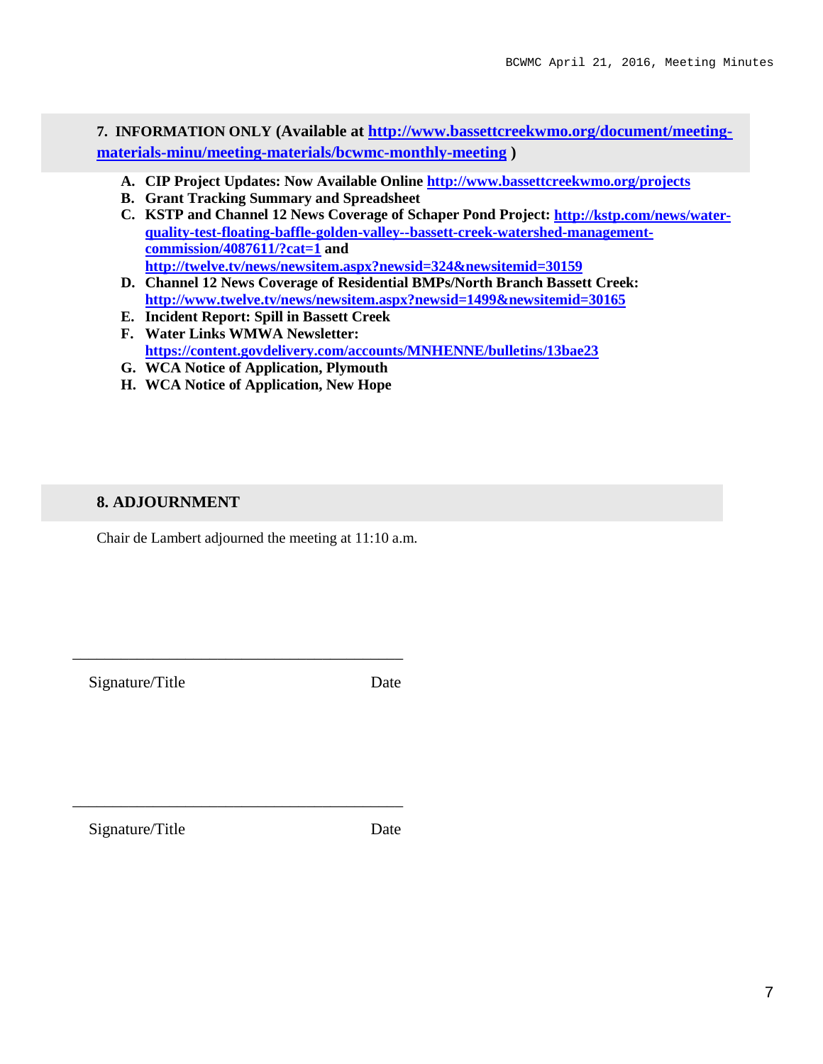## 7. INFORMATION ONLY (Available at [http://www.bassettcreekwmo.org/document/meeting-materials-minu/meeting-materials/bcwmc-monthly-meeting](http://www.bassettcreekwmo.org/document/meeting-materials-minu/meeting-materials/bcwmc-monthly-meeting) )

A. **CIP Project Updates: Now Available Online** [http://www.bassettcreekwmo.org/projects](http://www.bassettcreekwmo.org/projects)
B. **Grant Tracking Summary and Spreadsheet**
C. **KSTP and Channel 12 News Coverage of Schaper Pond Project:** [http://kstp.com/news/water-quality-test-floating-baffle-golden-valley--bassett-creek-watershed-management-commission/4087611/?cat=1](http://kstp.com/news/water-quality-test-floating-baffle-golden-valley--bassett-creek-watershed-management-commission/4087611/?cat=1) **and** [http://twelve.tv/news/newsitem.aspx?newsid=324&newsitemid=30159](http://twelve.tv/news/newsitem.aspx?newsid=324&newsitemid=30159)
D. **Channel 12 News Coverage of Residential BMPs/North Branch Bassett Creek:** [http://www.twelve.tv/news/newsitem.aspx?newsid=1499&newsitemid=30165](http://www.twelve.tv/news/newsitem.aspx?newsid=1499&newsitemid=30165)
E. **Incident Report: Spill in Bassett Creek**
F. **Water Links WMWA Newsletter:** [https://content.govdelivery.com/accounts/MNHENNE/bulletins/13bae23](https://content.govdelivery.com/accounts/MNHENNE/bulletins/13bae23)
G. **WCA Notice of Application, Plymouth**
H. **WCA Notice of Application, New Hope**

## 8. ADJOURNMENT

Chair de Lambert adjourned the meeting at 11:10 a.m.

\_\_\_\_\_\_\_\_\_\_\_\_\_\_\_\_\_\_\_\_\_\_\_\_\_\_\_\_\_\_\_\_\_\_\_\_\_\_\_\_\_\_

Signature/Title Date

\_\_\_\_\_\_\_\_\_\_\_\_\_\_\_\_\_\_\_\_\_\_\_\_\_\_\_\_\_\_\_\_\_\_\_\_\_\_\_\_\_\_

Signature/Title Date